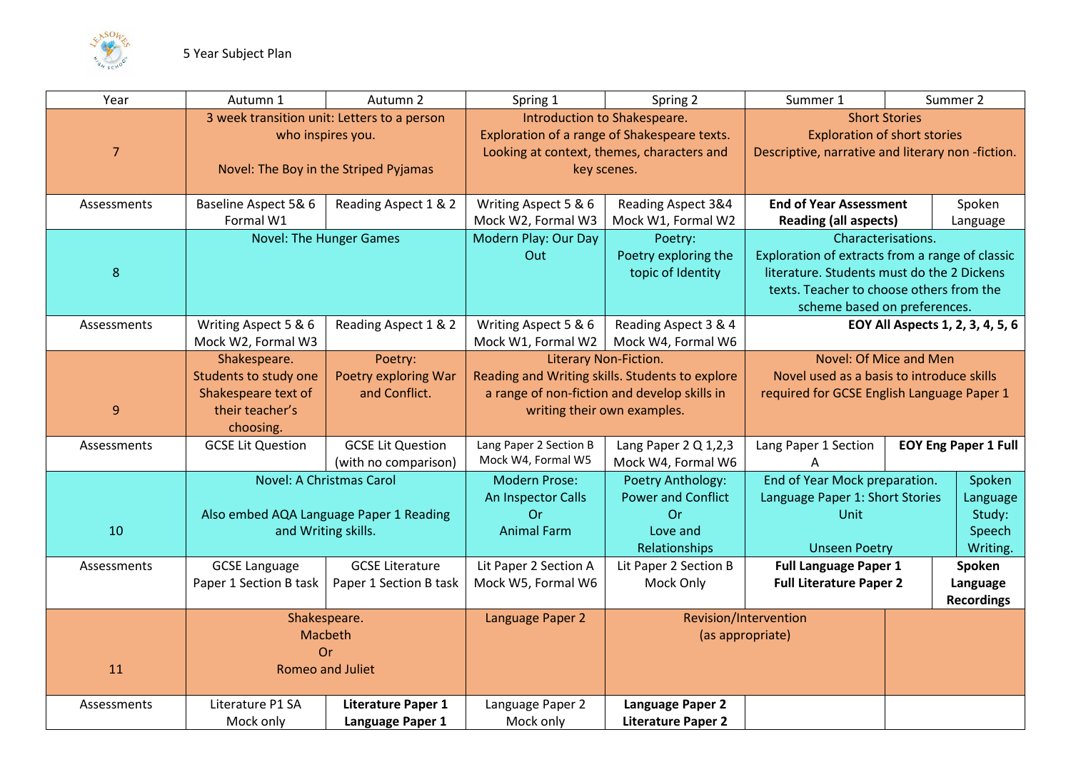5 Year Subject Plan

| Year | Autumn 1 | Autumn 2 | Spring 1 | Spring 2 | Summer 1 | Summer 2 |
|---|---|---|---|---|---|---|
| 7 | 3 week transition unit: Letters to a person who inspires you.<br><br>Novel: The Boy in the Striped Pyjamas | | Introduction to Shakespeare.<br>Exploration of a range of Shakespeare texts. Looking at context, themes, characters and key scenes. | | Short Stories<br>Exploration of short stories<br>Descriptive, narrative and literary non -fiction. | |
| Assessments | Baseline Aspect 5& 6<br>Formal W1 | Reading Aspect 1 & 2 | Writing Aspect 5 & 6<br>Mock W2, Formal W3 | Reading Aspect 3&4<br>Mock W1, Formal W2 | **End of Year Assessment**<br>**Reading (all aspects)** | Spoken Language |
| 8 | Novel: The Hunger Games | | Modern Play: Our Day Out | Poetry:<br>Poetry exploring the topic of Identity | Characterisations.<br>Exploration of extracts from a range of classic literature. Students must do the 2 Dickens texts. Teacher to choose others from the scheme based on preferences. | |
| Assessments | Writing Aspect 5 & 6<br>Mock W2, Formal W3 | Reading Aspect 1 & 2 | Writing Aspect 5 & 6<br>Mock W1, Formal W2 | Reading Aspect 3 & 4<br>Mock W4, Formal W6 | **EOY All Aspects 1, 2, 3, 4, 5, 6** | |
| 9 | Shakespeare.<br>Students to study one Shakespeare text of their teacher's choosing. | Poetry:<br>Poetry exploring War and Conflict. | Literary Non-Fiction.<br>Reading and Writing skills. Students to explore a range of non-fiction and develop skills in writing their own examples. | | Novel: Of Mice and Men<br>Novel used as a basis to introduce skills required for GCSE English Language Paper 1 | |
| Assessments | GCSE Lit Question | GCSE Lit Question (with no comparison) | Lang Paper 2 Section B<br>Mock W4, Formal W5 | Lang Paper 2 Q 1,2,3<br>Mock W4, Formal W6 | Lang Paper 1 Section A | **EOY Eng Paper 1 Full** |
| 10 | Novel: A Christmas Carol<br><br>Also embed AQA Language Paper 1 Reading and Writing skills. | | Modern Prose:<br>An Inspector Calls<br>Or<br>Animal Farm | Poetry Anthology:<br>Power and Conflict<br>Or<br>Love and Relationships | End of Year Mock preparation.<br>Language Paper 1: Short Stories Unit<br><br>Unseen Poetry | Spoken Language Study:<br>Speech Writing. |
| Assessments | GCSE Language Paper 1 Section B task | GCSE Literature Paper 1 Section B task | Lit Paper 2 Section A<br>Mock W5, Formal W6 | Lit Paper 2 Section B<br>Mock Only | **Full Language Paper 1**<br>**Full Literature Paper 2** | **Spoken Language Recordings** |
| 11 | Shakespeare.<br>Macbeth<br>Or<br>Romeo and Juliet | | Language Paper 2 | Revision/Intervention<br>(as appropriate) | | |
| Assessments | Literature P1 SA<br>Mock only | **Literature Paper 1**<br>**Language Paper 1** | Language Paper 2<br>Mock only | **Language Paper 2**<br>**Literature Paper 2** | | |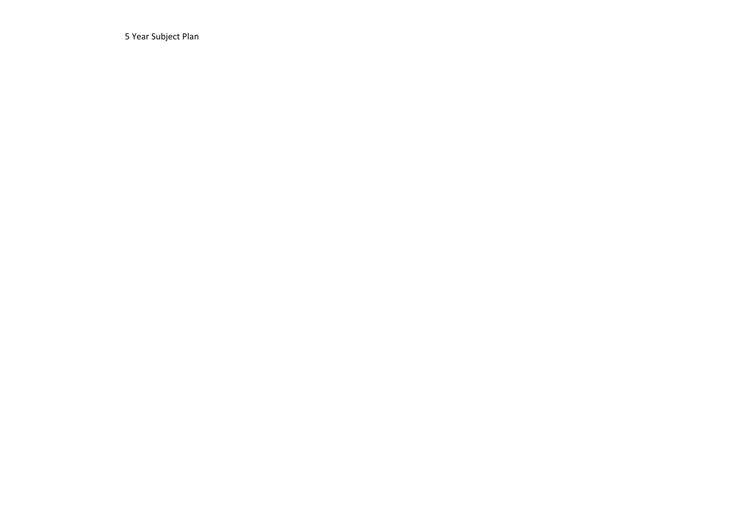5 Year Subject Plan